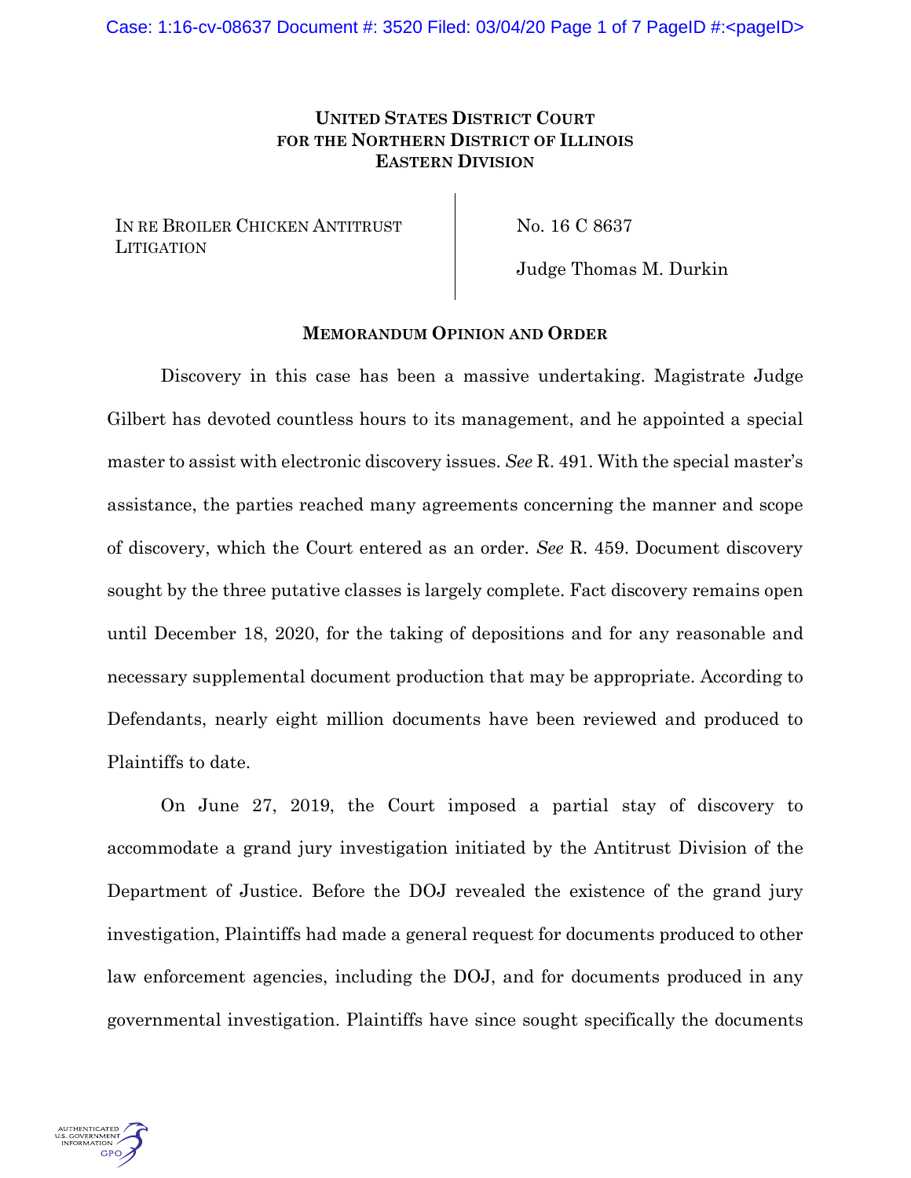**UNITED STATES DISTRICT COURT**
**FOR THE NORTHERN DISTRICT OF ILLINOIS**
**EASTERN DIVISION**

| | |
|---|---|
| IN RE BROILER CHICKEN ANTITRUST LITIGATION | No. 16 C 8637 |
| | Judge Thomas M. Durkin |

**MEMORANDUM OPINION AND ORDER**

Discovery in this case has been a massive undertaking. Magistrate Judge Gilbert has devoted countless hours to its management, and he appointed a special master to assist with electronic discovery issues. *See* R. 491. With the special master's assistance, the parties reached many agreements concerning the manner and scope of discovery, which the Court entered as an order. *See* R. 459. Document discovery sought by the three putative classes is largely complete. Fact discovery remains open until December 18, 2020, for the taking of depositions and for any reasonable and necessary supplemental document production that may be appropriate. According to Defendants, nearly eight million documents have been reviewed and produced to Plaintiffs to date.

On June 27, 2019, the Court imposed a partial stay of discovery to accommodate a grand jury investigation initiated by the Antitrust Division of the Department of Justice. Before the DOJ revealed the existence of the grand jury investigation, Plaintiffs had made a general request for documents produced to other law enforcement agencies, including the DOJ, and for documents produced in any governmental investigation. Plaintiffs have since sought specifically the documents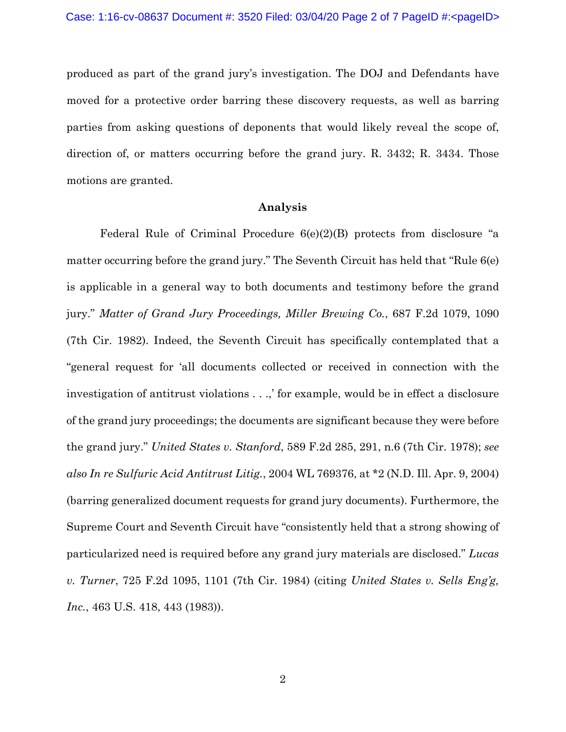produced as part of the grand jury's investigation. The DOJ and Defendants have moved for a protective order barring these discovery requests, as well as barring parties from asking questions of deponents that would likely reveal the scope of, direction of, or matters occurring before the grand jury. R. 3432; R. 3434. Those motions are granted.

## Analysis

Federal Rule of Criminal Procedure 6(e)(2)(B) protects from disclosure "a matter occurring before the grand jury." The Seventh Circuit has held that "Rule 6(e) is applicable in a general way to both documents and testimony before the grand jury." *Matter of Grand Jury Proceedings, Miller Brewing Co.*, 687 F.2d 1079, 1090 (7th Cir. 1982). Indeed, the Seventh Circuit has specifically contemplated that a "general request for 'all documents collected or received in connection with the investigation of antitrust violations . . .,' for example, would be in effect a disclosure of the grand jury proceedings; the documents are significant because they were before the grand jury." *United States v. Stanford*, 589 F.2d 285, 291, n.6 (7th Cir. 1978); *see also In re Sulfuric Acid Antitrust Litig.*, 2004 WL 769376, at *2 (N.D. Ill. Apr. 9, 2004) (barring generalized document requests for grand jury documents). Furthermore, the Supreme Court and Seventh Circuit have "consistently held that a strong showing of particularized need is required before any grand jury materials are disclosed." *Lucas v. Turner*, 725 F.2d 1095, 1101 (7th Cir. 1984) (citing *United States v. Sells Eng'g, Inc.*, 463 U.S. 418, 443 (1983)).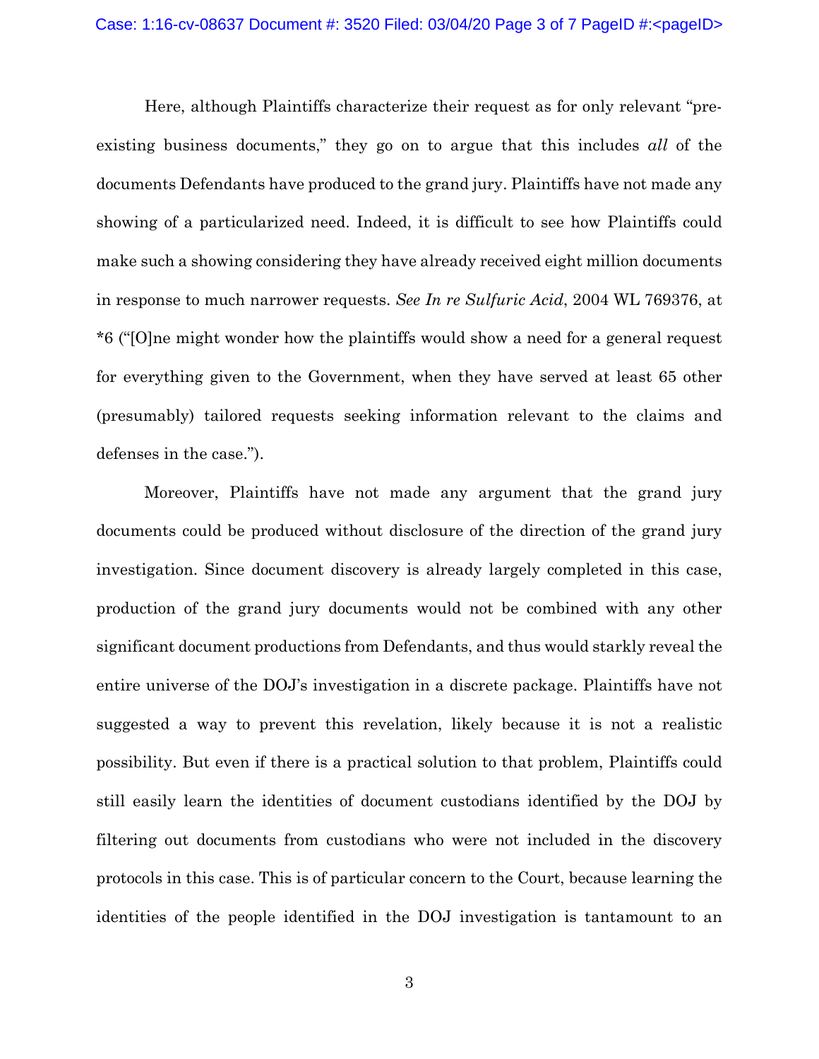Here, although Plaintiffs characterize their request as for only relevant "pre-existing business documents," they go on to argue that this includes *all* of the documents Defendants have produced to the grand jury. Plaintiffs have not made any showing of a particularized need. Indeed, it is difficult to see how Plaintiffs could make such a showing considering they have already received eight million documents in response to much narrower requests. *See In re Sulfuric Acid*, 2004 WL 769376, at *6 ("[O]ne might wonder how the plaintiffs would show a need for a general request for everything given to the Government, when they have served at least 65 other (presumably) tailored requests seeking information relevant to the claims and defenses in the case.").

Moreover, Plaintiffs have not made any argument that the grand jury documents could be produced without disclosure of the direction of the grand jury investigation. Since document discovery is already largely completed in this case, production of the grand jury documents would not be combined with any other significant document productions from Defendants, and thus would starkly reveal the entire universe of the DOJ's investigation in a discrete package. Plaintiffs have not suggested a way to prevent this revelation, likely because it is not a realistic possibility. But even if there is a practical solution to that problem, Plaintiffs could still easily learn the identities of document custodians identified by the DOJ by filtering out documents from custodians who were not included in the discovery protocols in this case. This is of particular concern to the Court, because learning the identities of the people identified in the DOJ investigation is tantamount to an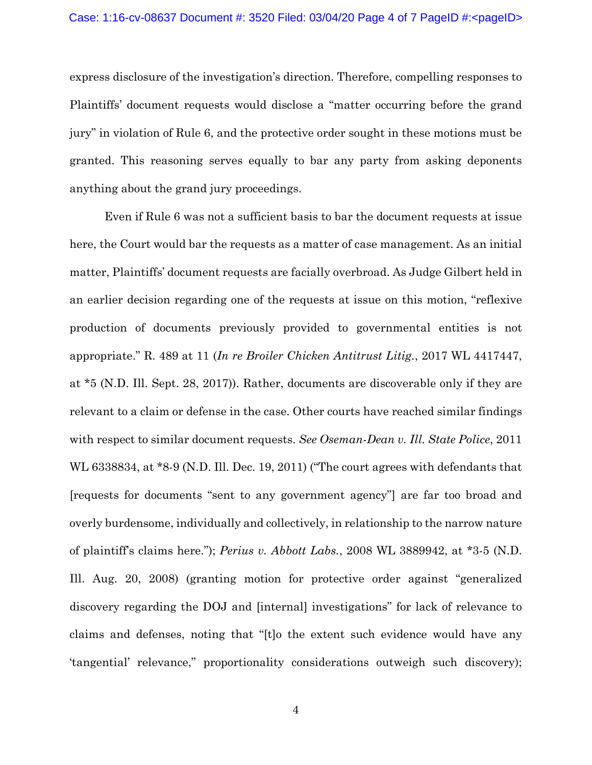express disclosure of the investigation's direction. Therefore, compelling responses to Plaintiffs' document requests would disclose a "matter occurring before the grand jury" in violation of Rule 6, and the protective order sought in these motions must be granted. This reasoning serves equally to bar any party from asking deponents anything about the grand jury proceedings.

Even if Rule 6 was not a sufficient basis to bar the document requests at issue here, the Court would bar the requests as a matter of case management. As an initial matter, Plaintiffs' document requests are facially overbroad. As Judge Gilbert held in an earlier decision regarding one of the requests at issue on this motion, "reflexive production of documents previously provided to governmental entities is not appropriate." R. 489 at 11 (*In re Broiler Chicken Antitrust Litig.*, 2017 WL 4417447, at *5 (N.D. Ill. Sept. 28, 2017)). Rather, documents are discoverable only if they are relevant to a claim or defense in the case. Other courts have reached similar findings with respect to similar document requests. *See Oseman-Dean v. Ill. State Police*, 2011 WL 6338834, at *8-9 (N.D. Ill. Dec. 19, 2011) ("The court agrees with defendants that [requests for documents "sent to any government agency"] are far too broad and overly burdensome, individually and collectively, in relationship to the narrow nature of plaintiff's claims here."); *Perius v. Abbott Labs.*, 2008 WL 3889942, at *3-5 (N.D. Ill. Aug. 20, 2008) (granting motion for protective order against "generalized discovery regarding the DOJ and [internal] investigations" for lack of relevance to claims and defenses, noting that "[t]o the extent such evidence would have any 'tangential' relevance," proportionality considerations outweigh such discovery);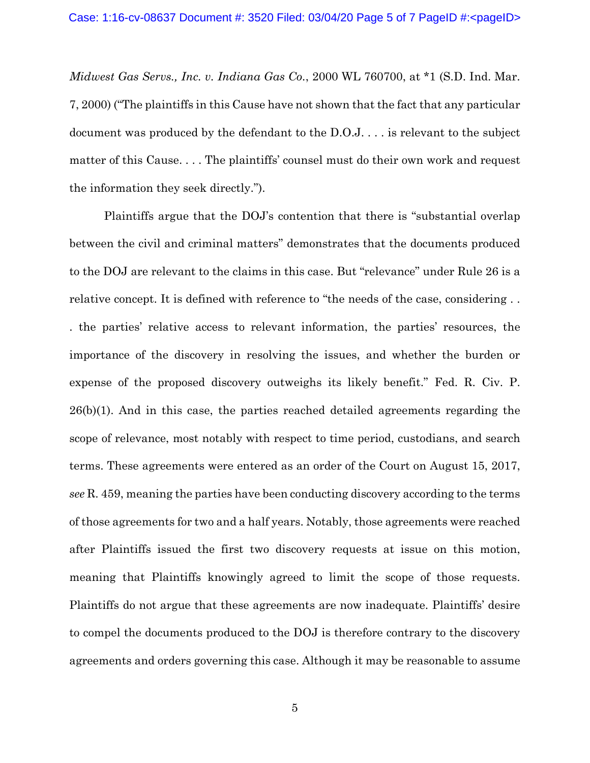*Midwest Gas Servs., Inc. v. Indiana Gas Co.*, 2000 WL 760700, at *1 (S.D. Ind. Mar. 7, 2000) ("The plaintiffs in this Cause have not shown that the fact that any particular document was produced by the defendant to the D.O.J. . . . is relevant to the subject matter of this Cause. . . . The plaintiffs' counsel must do their own work and request the information they seek directly.").

Plaintiffs argue that the DOJ's contention that there is "substantial overlap between the civil and criminal matters" demonstrates that the documents produced to the DOJ are relevant to the claims in this case. But "relevance" under Rule 26 is a relative concept. It is defined with reference to "the needs of the case, considering . . . the parties' relative access to relevant information, the parties' resources, the importance of the discovery in resolving the issues, and whether the burden or expense of the proposed discovery outweighs its likely benefit." Fed. R. Civ. P. 26(b)(1). And in this case, the parties reached detailed agreements regarding the scope of relevance, most notably with respect to time period, custodians, and search terms. These agreements were entered as an order of the Court on August 15, 2017, *see* R. 459, meaning the parties have been conducting discovery according to the terms of those agreements for two and a half years. Notably, those agreements were reached after Plaintiffs issued the first two discovery requests at issue on this motion, meaning that Plaintiffs knowingly agreed to limit the scope of those requests. Plaintiffs do not argue that these agreements are now inadequate. Plaintiffs' desire to compel the documents produced to the DOJ is therefore contrary to the discovery agreements and orders governing this case. Although it may be reasonable to assume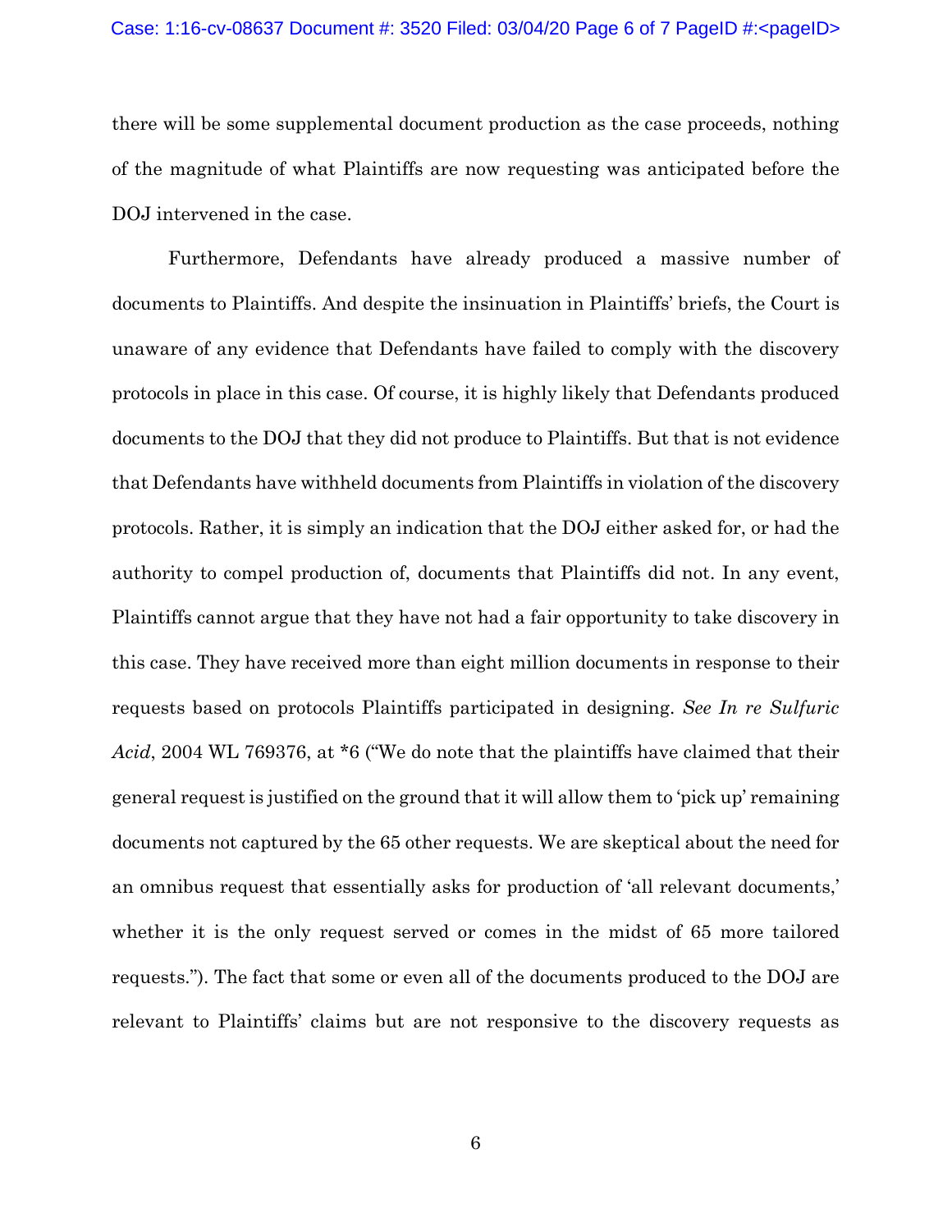there will be some supplemental document production as the case proceeds, nothing of the magnitude of what Plaintiffs are now requesting was anticipated before the DOJ intervened in the case.

Furthermore, Defendants have already produced a massive number of documents to Plaintiffs. And despite the insinuation in Plaintiffs' briefs, the Court is unaware of any evidence that Defendants have failed to comply with the discovery protocols in place in this case. Of course, it is highly likely that Defendants produced documents to the DOJ that they did not produce to Plaintiffs. But that is not evidence that Defendants have withheld documents from Plaintiffs in violation of the discovery protocols. Rather, it is simply an indication that the DOJ either asked for, or had the authority to compel production of, documents that Plaintiffs did not. In any event, Plaintiffs cannot argue that they have not had a fair opportunity to take discovery in this case. They have received more than eight million documents in response to their requests based on protocols Plaintiffs participated in designing. *See In re Sulfuric Acid*, 2004 WL 769376, at *6 ("We do note that the plaintiffs have claimed that their general request is justified on the ground that it will allow them to 'pick up' remaining documents not captured by the 65 other requests. We are skeptical about the need for an omnibus request that essentially asks for production of 'all relevant documents,' whether it is the only request served or comes in the midst of 65 more tailored requests."). The fact that some or even all of the documents produced to the DOJ are relevant to Plaintiffs' claims but are not responsive to the discovery requests as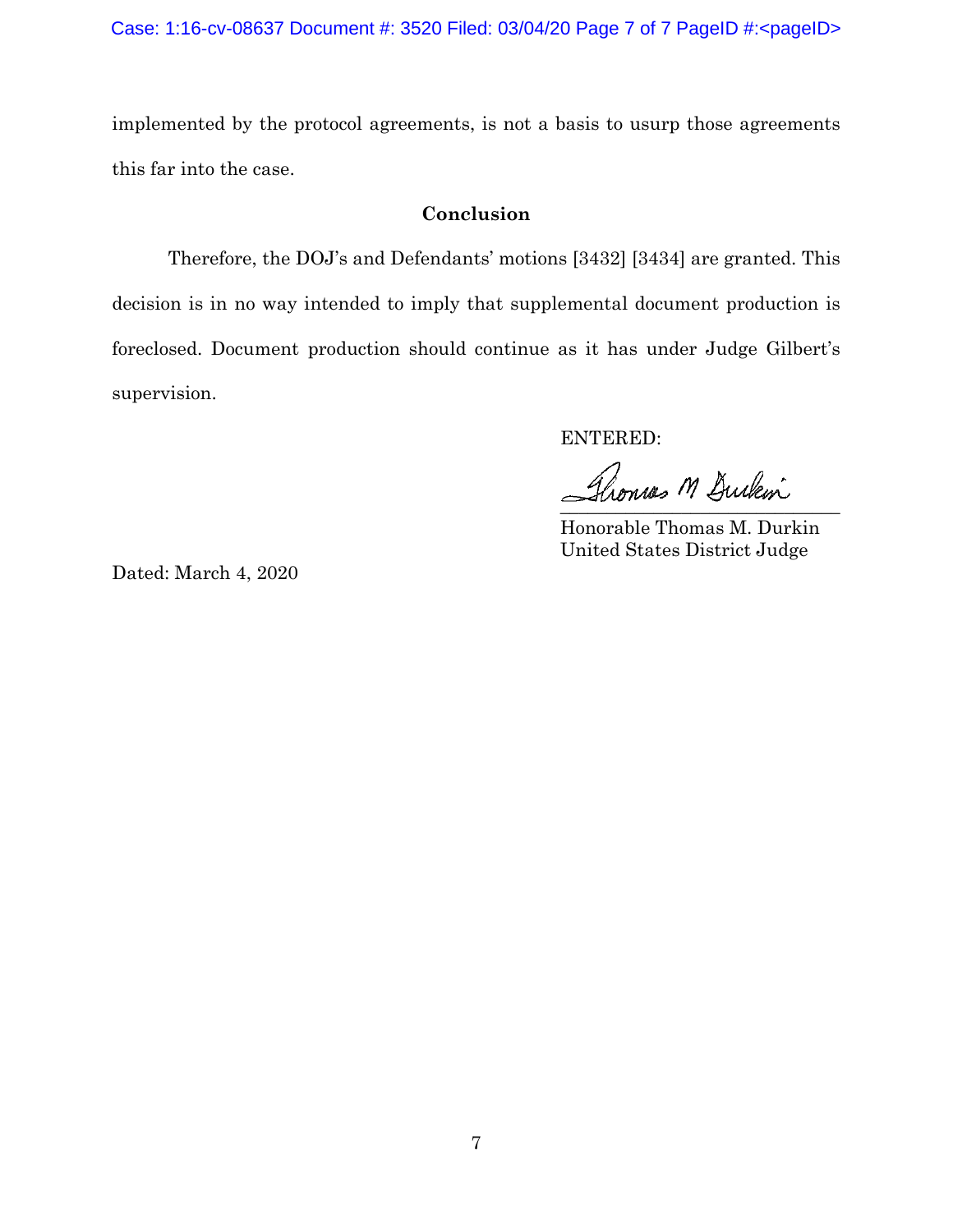implemented by the protocol agreements, is not a basis to usurp those agreements this far into the case.

## Conclusion

Therefore, the DOJ's and Defendants' motions [3432] [3434] are granted. This decision is in no way intended to imply that supplemental document production is foreclosed. Document production should continue as it has under Judge Gilbert's supervision.

ENTERED:

Thomas M Durkin

Honorable Thomas M. Durkin
United States District Judge

Dated: March 4, 2020